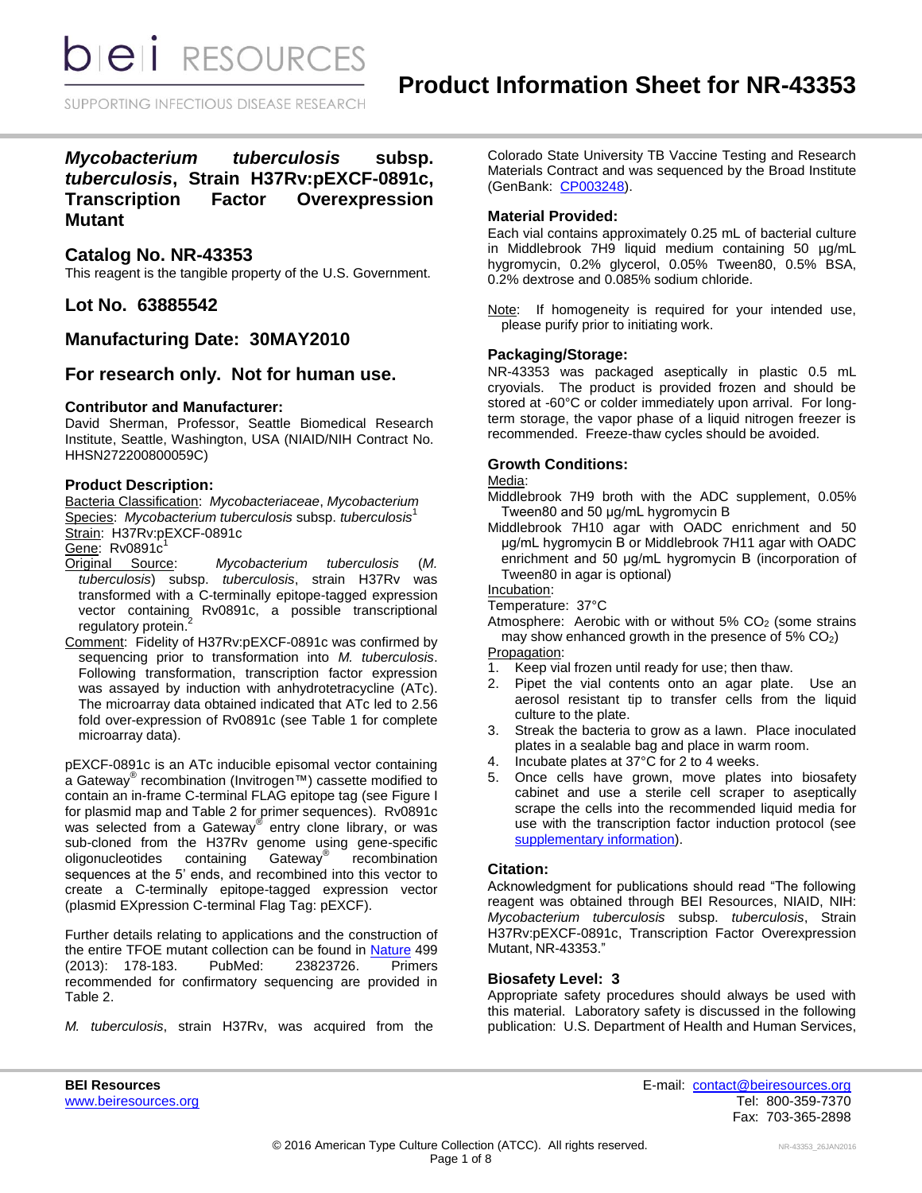# Product Information Sheet for NR-43353

## *Mycobacterium tuberculosis* subsp. *tuberculosis*, Strain H37Rv:pEXCF-0891c, Transcription Factor Overexpression Mutant

## Catalog No. NR-43353

This reagent is the tangible property of the U.S. Government.

## Lot No. 63885542

## Manufacturing Date: 30MAY2010

## For research only. Not for human use.

### Contributor and Manufacturer:

David Sherman, Professor, Seattle Biomedical Research Institute, Seattle, Washington, USA (NIAID/NIH Contract No. HHSN272200800059C)

### Product Description:

Bacteria Classification: *Mycobacteriaceae*, *Mycobacterium*
Species: *Mycobacterium tuberculosis* subsp. *tuberculosis*[1]
Strain: H37Rv:pEXCF-0891c
Gene: Rv0891c[1]
Original Source: *Mycobacterium tuberculosis* (*M. tuberculosis*) subsp. *tuberculosis*, strain H37Rv was transformed with a C-terminally epitope-tagged expression vector containing Rv0891c, a possible transcriptional regulatory protein.[2]
Comment: Fidelity of H37Rv:pEXCF-0891c was confirmed by sequencing prior to transformation into *M. tuberculosis*. Following transformation, transcription factor expression was assayed by induction with anhydrotetracycline (ATc). The microarray data obtained indicated that ATc led to 2.56 fold over-expression of Rv0891c (see Table 1 for complete microarray data).

pEXCF-0891c is an ATc inducible episomal vector containing a Gateway® recombination (Invitrogen™) cassette modified to contain an in-frame C-terminal FLAG epitope tag (see Figure I for plasmid map and Table 2 for primer sequences). Rv0891c was selected from a Gateway® entry clone library, or was sub-cloned from the H37Rv genome using gene-specific oligonucleotides containing Gateway® recombination sequences at the 5' ends, and recombined into this vector to create a C-terminally epitope-tagged expression vector (plasmid EXpression C-terminal Flag Tag: pEXCF).

Further details relating to applications and the construction of the entire TFOE mutant collection can be found in Nature 499 (2013): 178-183. PubMed: 23823726. Primers recommended for confirmatory sequencing are provided in Table 2.

*M. tuberculosis*, strain H37Rv, was acquired from the Colorado State University TB Vaccine Testing and Research Materials Contract and was sequenced by the Broad Institute (GenBank: CP003248).

### Material Provided:

Each vial contains approximately 0.25 mL of bacterial culture in Middlebrook 7H9 liquid medium containing 50 µg/mL hygromycin, 0.2% glycerol, 0.05% Tween80, 0.5% BSA, 0.2% dextrose and 0.085% sodium chloride.

Note: If homogeneity is required for your intended use, please purify prior to initiating work.

### Packaging/Storage:

NR-43353 was packaged aseptically in plastic 0.5 mL cryovials. The product is provided frozen and should be stored at -60°C or colder immediately upon arrival. For long-term storage, the vapor phase of a liquid nitrogen freezer is recommended. Freeze-thaw cycles should be avoided.

### Growth Conditions:

Media:
Middlebrook 7H9 broth with the ADC supplement, 0.05% Tween80 and 50 µg/mL hygromycin B
Middlebrook 7H10 agar with OADC enrichment and 50 µg/mL hygromycin B or Middlebrook 7H11 agar with OADC enrichment and 50 µg/mL hygromycin B (incorporation of Tween80 in agar is optional)

Incubation:
Temperature: 37°C
Atmosphere: Aerobic with or without 5% $CO_2$ (some strains may show enhanced growth in the presence of 5% $CO_2$)

Propagation:
1. Keep vial frozen until ready for use; then thaw.
2. Pipet the vial contents onto an agar plate. Use an aerosol resistant tip to transfer cells from the liquid culture to the plate.
3. Streak the bacteria to grow as a lawn. Place inoculated plates in a sealable bag and place in warm room.
4. Incubate plates at 37°C for 2 to 4 weeks.
5. Once cells have grown, move plates into biosafety cabinet and use a sterile cell scraper to aseptically scrape the cells into the recommended liquid media for use with the transcription factor induction protocol (see supplementary information).

### Citation:

Acknowledgment for publications should read "The following reagent was obtained through BEI Resources, NIAID, NIH: *Mycobacterium tuberculosis* subsp. *tuberculosis*, Strain H37Rv:pEXCF-0891c, Transcription Factor Overexpression Mutant, NR-43353."

### Biosafety Level: 3

Appropriate safety procedures should always be used with this material. Laboratory safety is discussed in the following publication: U.S. Department of Health and Human Services,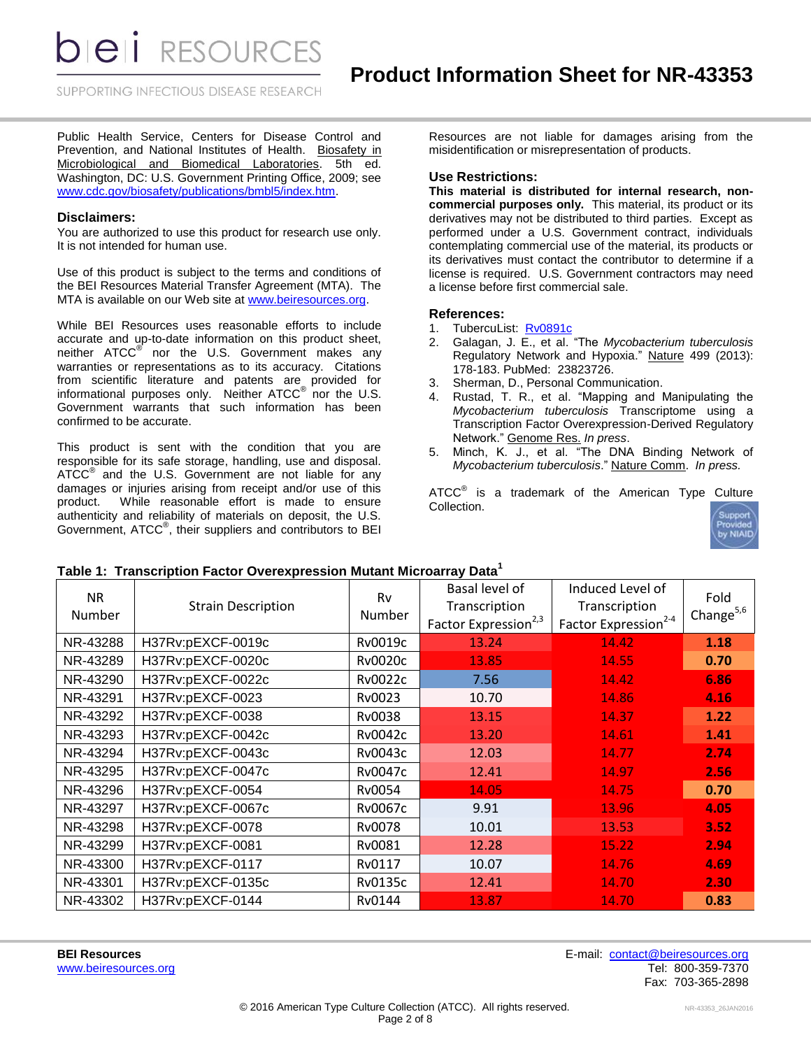Public Health Service, Centers for Disease Control and Prevention, and National Institutes of Health. Biosafety in Microbiological and Biomedical Laboratories. 5th ed. Washington, DC: U.S. Government Printing Office, 2009; see www.cdc.gov/biosafety/publications/bmbl5/index.htm.

### Disclaimers:

You are authorized to use this product for research use only. It is not intended for human use.

Use of this product is subject to the terms and conditions of the BEI Resources Material Transfer Agreement (MTA). The MTA is available on our Web site at www.beiresources.org.

While BEI Resources uses reasonable efforts to include accurate and up-to-date information on this product sheet, neither ATCC® nor the U.S. Government makes any warranties or representations as to its accuracy. Citations from scientific literature and patents are provided for informational purposes only. Neither ATCC® nor the U.S. Government warrants that such information has been confirmed to be accurate.

This product is sent with the condition that you are responsible for its safe storage, handling, use and disposal. ATCC® and the U.S. Government are not liable for any damages or injuries arising from receipt and/or use of this product. While reasonable effort is made to ensure authenticity and reliability of materials on deposit, the U.S. Government, ATCC®, their suppliers and contributors to BEI Resources are not liable for damages arising from the misidentification or misrepresentation of products.

### Use Restrictions:

**This material is distributed for internal research, non-commercial purposes only.** This material, its product or its derivatives may not be distributed to third parties. Except as performed under a U.S. Government contract, individuals contemplating commercial use of the material, its products or its derivatives must contact the contributor to determine if a license is required. U.S. Government contractors may need a license before first commercial sale.

### References:

1. TubercuList: Rv0891c
2. Galagan, J. E., et al. "The *Mycobacterium tuberculosis* Regulatory Network and Hypoxia." Nature 499 (2013): 178-183. PubMed: 23823726.
3. Sherman, D., Personal Communication.
4. Rustad, T. R., et al. "Mapping and Manipulating the *Mycobacterium tuberculosis* Transcriptome using a Transcription Factor Overexpression-Derived Regulatory Network." Genome Res. *In press*.
5. Minch, K. J., et al. "The DNA Binding Network of *Mycobacterium tuberculosis*." Nature Comm. *In press.*

ATCC® is a trademark of the American Type Culture Collection.

**Table 1: Transcription Factor Overexpression Mutant Microarray Data[1]**

| NR Number | Strain Description | Rv Number | Basal level of Transcription Factor Expression[2,3] | Induced Level of Transcription Factor Expression[2-4] | Fold Change[5,6] |
|---|---|---|---|---|---|
| NR-43288 | H37Rv:pEXCF-0019c | Rv0019c | 13.24 | 14.42 | 1.18 |
| NR-43289 | H37Rv:pEXCF-0020c | Rv0020c | 13.85 | 14.55 | 0.70 |
| NR-43290 | H37Rv:pEXCF-0022c | Rv0022c | 7.56 | 14.42 | 6.86 |
| NR-43291 | H37Rv:pEXCF-0023 | Rv0023 | 10.70 | 14.86 | 4.16 |
| NR-43292 | H37Rv:pEXCF-0038 | Rv0038 | 13.15 | 14.37 | 1.22 |
| NR-43293 | H37Rv:pEXCF-0042c | Rv0042c | 13.20 | 14.61 | 1.41 |
| NR-43294 | H37Rv:pEXCF-0043c | Rv0043c | 12.03 | 14.77 | 2.74 |
| NR-43295 | H37Rv:pEXCF-0047c | Rv0047c | 12.41 | 14.97 | 2.56 |
| NR-43296 | H37Rv:pEXCF-0054 | Rv0054 | 14.05 | 14.75 | 0.70 |
| NR-43297 | H37Rv:pEXCF-0067c | Rv0067c | 9.91 | 13.96 | 4.05 |
| NR-43298 | H37Rv:pEXCF-0078 | Rv0078 | 10.01 | 13.53 | 3.52 |
| NR-43299 | H37Rv:pEXCF-0081 | Rv0081 | 12.28 | 15.22 | 2.94 |
| NR-43300 | H37Rv:pEXCF-0117 | Rv0117 | 10.07 | 14.76 | 4.69 |
| NR-43301 | H37Rv:pEXCF-0135c | Rv0135c | 12.41 | 14.70 | 2.30 |
| NR-43302 | H37Rv:pEXCF-0144 | Rv0144 | 13.87 | 14.70 | 0.83 |

**BEI Resources**
www.beiresources.org

E-mail: contact@beiresources.org
Tel: 800-359-7370
Fax: 703-365-2898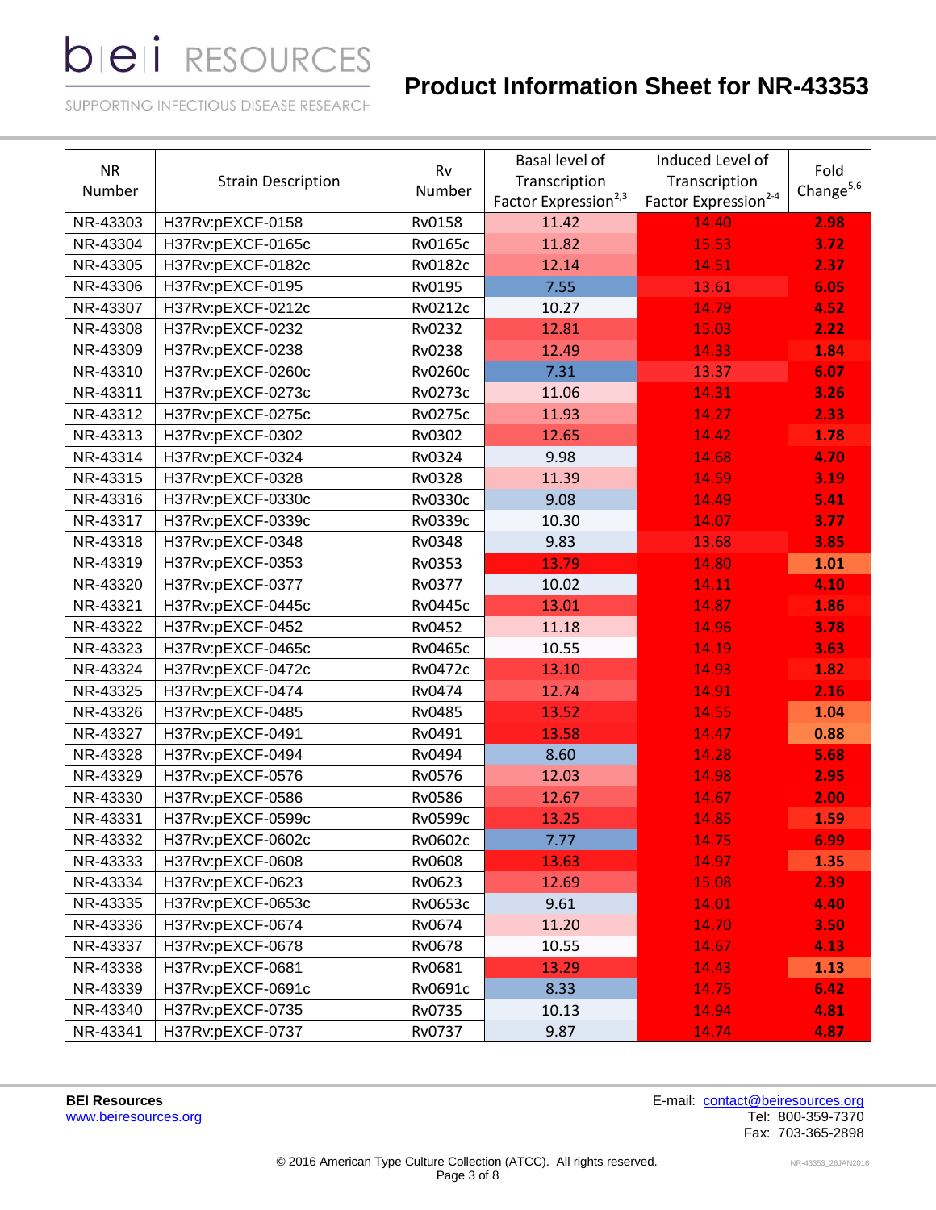| NR Number | Strain Description | Rv Number | Basal level of Transcription Factor Expression[2,3] | Induced Level of Transcription Factor Expression[2-4] | Fold Change[5,6] |
|---|---|---|---|---|---|
| NR-43303 | H37Rv:pEXCF-0158 | Rv0158 | 11.42 | 14.40 | 2.98 |
| NR-43304 | H37Rv:pEXCF-0165c | Rv0165c | 11.82 | 15.53 | 3.72 |
| NR-43305 | H37Rv:pEXCF-0182c | Rv0182c | 12.14 | 14.51 | 2.37 |
| NR-43306 | H37Rv:pEXCF-0195 | Rv0195 | 7.55 | 13.61 | 6.05 |
| NR-43307 | H37Rv:pEXCF-0212c | Rv0212c | 10.27 | 14.79 | 4.52 |
| NR-43308 | H37Rv:pEXCF-0232 | Rv0232 | 12.81 | 15.03 | 2.22 |
| NR-43309 | H37Rv:pEXCF-0238 | Rv0238 | 12.49 | 14.33 | 1.84 |
| NR-43310 | H37Rv:pEXCF-0260c | Rv0260c | 7.31 | 13.37 | 6.07 |
| NR-43311 | H37Rv:pEXCF-0273c | Rv0273c | 11.06 | 14.31 | 3.26 |
| NR-43312 | H37Rv:pEXCF-0275c | Rv0275c | 11.93 | 14.27 | 2.33 |
| NR-43313 | H37Rv:pEXCF-0302 | Rv0302 | 12.65 | 14.42 | 1.78 |
| NR-43314 | H37Rv:pEXCF-0324 | Rv0324 | 9.98 | 14.68 | 4.70 |
| NR-43315 | H37Rv:pEXCF-0328 | Rv0328 | 11.39 | 14.59 | 3.19 |
| NR-43316 | H37Rv:pEXCF-0330c | Rv0330c | 9.08 | 14.49 | 5.41 |
| NR-43317 | H37Rv:pEXCF-0339c | Rv0339c | 10.30 | 14.07 | 3.77 |
| NR-43318 | H37Rv:pEXCF-0348 | Rv0348 | 9.83 | 13.68 | 3.85 |
| NR-43319 | H37Rv:pEXCF-0353 | Rv0353 | 13.79 | 14.80 | 1.01 |
| NR-43320 | H37Rv:pEXCF-0377 | Rv0377 | 10.02 | 14.11 | 4.10 |
| NR-43321 | H37Rv:pEXCF-0445c | Rv0445c | 13.01 | 14.87 | 1.86 |
| NR-43322 | H37Rv:pEXCF-0452 | Rv0452 | 11.18 | 14.96 | 3.78 |
| NR-43323 | H37Rv:pEXCF-0465c | Rv0465c | 10.55 | 14.19 | 3.63 |
| NR-43324 | H37Rv:pEXCF-0472c | Rv0472c | 13.10 | 14.93 | 1.82 |
| NR-43325 | H37Rv:pEXCF-0474 | Rv0474 | 12.74 | 14.91 | 2.16 |
| NR-43326 | H37Rv:pEXCF-0485 | Rv0485 | 13.52 | 14.55 | 1.04 |
| NR-43327 | H37Rv:pEXCF-0491 | Rv0491 | 13.58 | 14.47 | 0.88 |
| NR-43328 | H37Rv:pEXCF-0494 | Rv0494 | 8.60 | 14.28 | 5.68 |
| NR-43329 | H37Rv:pEXCF-0576 | Rv0576 | 12.03 | 14.98 | 2.95 |
| NR-43330 | H37Rv:pEXCF-0586 | Rv0586 | 12.67 | 14.67 | 2.00 |
| NR-43331 | H37Rv:pEXCF-0599c | Rv0599c | 13.25 | 14.85 | 1.59 |
| NR-43332 | H37Rv:pEXCF-0602c | Rv0602c | 7.77 | 14.75 | 6.99 |
| NR-43333 | H37Rv:pEXCF-0608 | Rv0608 | 13.63 | 14.97 | 1.35 |
| NR-43334 | H37Rv:pEXCF-0623 | Rv0623 | 12.69 | 15.08 | 2.39 |
| NR-43335 | H37Rv:pEXCF-0653c | Rv0653c | 9.61 | 14.01 | 4.40 |
| NR-43336 | H37Rv:pEXCF-0674 | Rv0674 | 11.20 | 14.70 | 3.50 |
| NR-43337 | H37Rv:pEXCF-0678 | Rv0678 | 10.55 | 14.67 | 4.13 |
| NR-43338 | H37Rv:pEXCF-0681 | Rv0681 | 13.29 | 14.43 | 1.13 |
| NR-43339 | H37Rv:pEXCF-0691c | Rv0691c | 8.33 | 14.75 | 6.42 |
| NR-43340 | H37Rv:pEXCF-0735 | Rv0735 | 10.13 | 14.94 | 4.81 |
| NR-43341 | H37Rv:pEXCF-0737 | Rv0737 | 9.87 | 14.74 | 4.87 |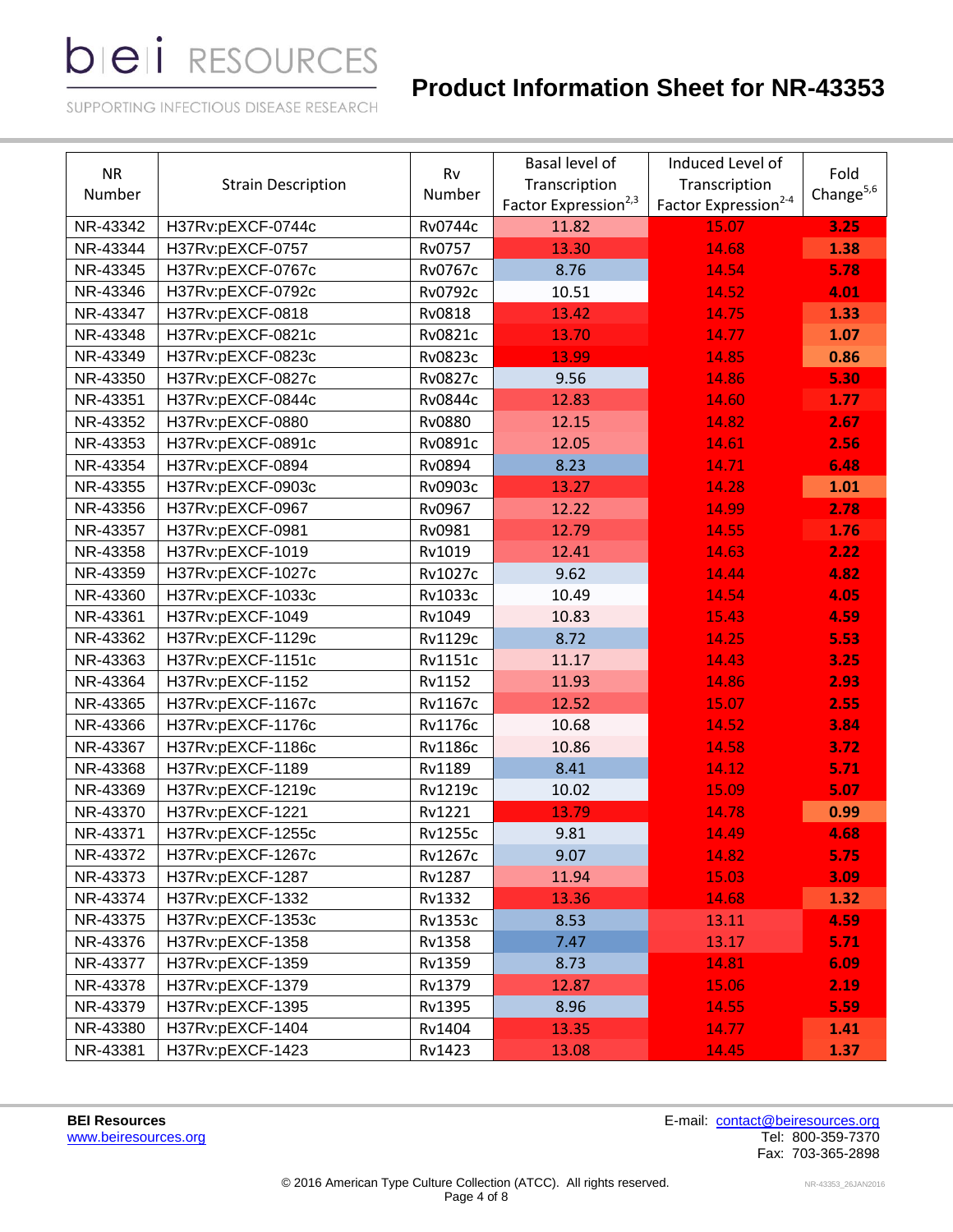| NR Number | Strain Description | Rv Number | Basal level of Transcription Factor Expression[2,3] | Induced Level of Transcription Factor Expression[2-4] | Fold Change[5,6] |
|---|---|---|---|---|---|
| NR-43342 | H37Rv:pEXCF-0744c | Rv0744c | 11.82 | 15.07 | 3.25 |
| NR-43344 | H37Rv:pEXCF-0757 | Rv0757 | 13.30 | 14.68 | 1.38 |
| NR-43345 | H37Rv:pEXCF-0767c | Rv0767c | 8.76 | 14.54 | 5.78 |
| NR-43346 | H37Rv:pEXCF-0792c | Rv0792c | 10.51 | 14.52 | 4.01 |
| NR-43347 | H37Rv:pEXCF-0818 | Rv0818 | 13.42 | 14.75 | 1.33 |
| NR-43348 | H37Rv:pEXCF-0821c | Rv0821c | 13.70 | 14.77 | 1.07 |
| NR-43349 | H37Rv:pEXCF-0823c | Rv0823c | 13.99 | 14.85 | 0.86 |
| NR-43350 | H37Rv:pEXCF-0827c | Rv0827c | 9.56 | 14.86 | 5.30 |
| NR-43351 | H37Rv:pEXCF-0844c | Rv0844c | 12.83 | 14.60 | 1.77 |
| NR-43352 | H37Rv:pEXCF-0880 | Rv0880 | 12.15 | 14.82 | 2.67 |
| NR-43353 | H37Rv:pEXCF-0891c | Rv0891c | 12.05 | 14.61 | 2.56 |
| NR-43354 | H37Rv:pEXCF-0894 | Rv0894 | 8.23 | 14.71 | 6.48 |
| NR-43355 | H37Rv:pEXCF-0903c | Rv0903c | 13.27 | 14.28 | 1.01 |
| NR-43356 | H37Rv:pEXCF-0967 | Rv0967 | 12.22 | 14.99 | 2.78 |
| NR-43357 | H37Rv:pEXCF-0981 | Rv0981 | 12.79 | 14.55 | 1.76 |
| NR-43358 | H37Rv:pEXCF-1019 | Rv1019 | 12.41 | 14.63 | 2.22 |
| NR-43359 | H37Rv:pEXCF-1027c | Rv1027c | 9.62 | 14.44 | 4.82 |
| NR-43360 | H37Rv:pEXCF-1033c | Rv1033c | 10.49 | 14.54 | 4.05 |
| NR-43361 | H37Rv:pEXCF-1049 | Rv1049 | 10.83 | 15.43 | 4.59 |
| NR-43362 | H37Rv:pEXCF-1129c | Rv1129c | 8.72 | 14.25 | 5.53 |
| NR-43363 | H37Rv:pEXCF-1151c | Rv1151c | 11.17 | 14.43 | 3.25 |
| NR-43364 | H37Rv:pEXCF-1152 | Rv1152 | 11.93 | 14.86 | 2.93 |
| NR-43365 | H37Rv:pEXCF-1167c | Rv1167c | 12.52 | 15.07 | 2.55 |
| NR-43366 | H37Rv:pEXCF-1176c | Rv1176c | 10.68 | 14.52 | 3.84 |
| NR-43367 | H37Rv:pEXCF-1186c | Rv1186c | 10.86 | 14.58 | 3.72 |
| NR-43368 | H37Rv:pEXCF-1189 | Rv1189 | 8.41 | 14.12 | 5.71 |
| NR-43369 | H37Rv:pEXCF-1219c | Rv1219c | 10.02 | 15.09 | 5.07 |
| NR-43370 | H37Rv:pEXCF-1221 | Rv1221 | 13.79 | 14.78 | 0.99 |
| NR-43371 | H37Rv:pEXCF-1255c | Rv1255c | 9.81 | 14.49 | 4.68 |
| NR-43372 | H37Rv:pEXCF-1267c | Rv1267c | 9.07 | 14.82 | 5.75 |
| NR-43373 | H37Rv:pEXCF-1287 | Rv1287 | 11.94 | 15.03 | 3.09 |
| NR-43374 | H37Rv:pEXCF-1332 | Rv1332 | 13.36 | 14.68 | 1.32 |
| NR-43375 | H37Rv:pEXCF-1353c | Rv1353c | 8.53 | 13.11 | 4.59 |
| NR-43376 | H37Rv:pEXCF-1358 | Rv1358 | 7.47 | 13.17 | 5.71 |
| NR-43377 | H37Rv:pEXCF-1359 | Rv1359 | 8.73 | 14.81 | 6.09 |
| NR-43378 | H37Rv:pEXCF-1379 | Rv1379 | 12.87 | 15.06 | 2.19 |
| NR-43379 | H37Rv:pEXCF-1395 | Rv1395 | 8.96 | 14.55 | 5.59 |
| NR-43380 | H37Rv:pEXCF-1404 | Rv1404 | 13.35 | 14.77 | 1.41 |
| NR-43381 | H37Rv:pEXCF-1423 | Rv1423 | 13.08 | 14.45 | 1.37 |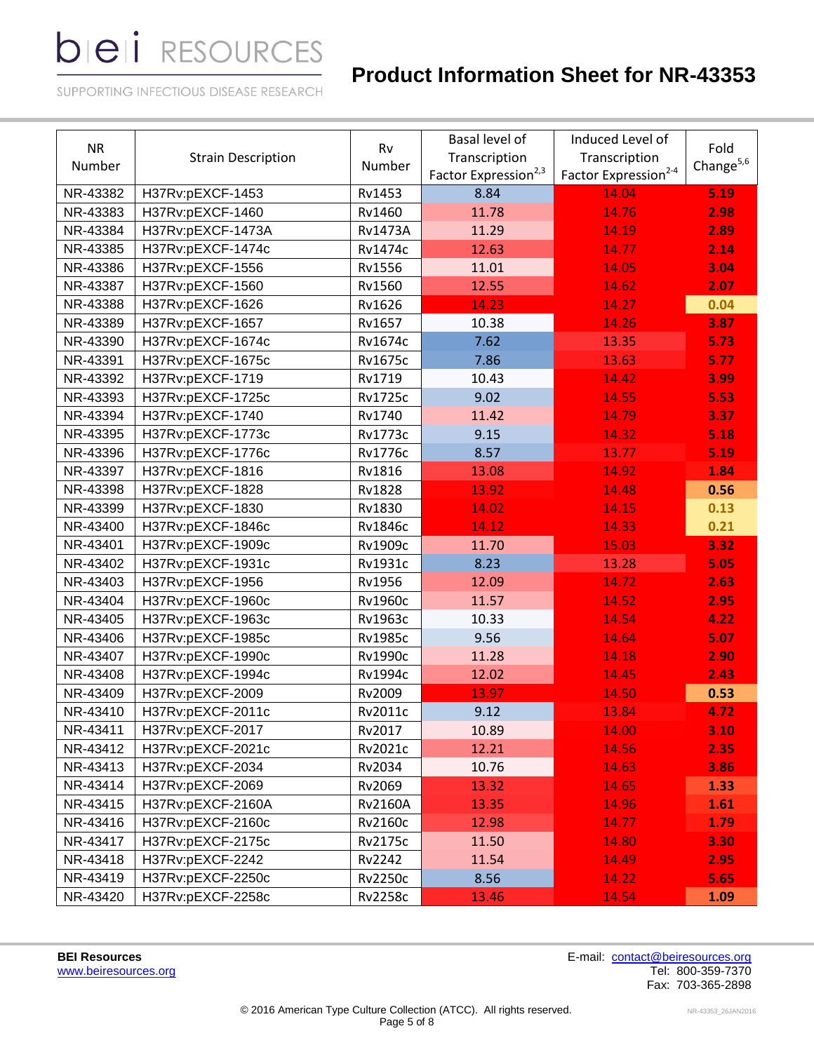| NR Number | Strain Description | Rv Number | Basal level of Transcription Factor Expression[2,3] | Induced Level of Transcription Factor Expression[2-4] | Fold Change[5,6] |
|---|---|---|---|---|---|
| NR-43382 | H37Rv:pEXCF-1453 | Rv1453 | 8.84 | 14.04 | 5.19 |
| NR-43383 | H37Rv:pEXCF-1460 | Rv1460 | 11.78 | 14.76 | 2.98 |
| NR-43384 | H37Rv:pEXCF-1473A | Rv1473A | 11.29 | 14.19 | 2.89 |
| NR-43385 | H37Rv:pEXCF-1474c | Rv1474c | 12.63 | 14.77 | 2.14 |
| NR-43386 | H37Rv:pEXCF-1556 | Rv1556 | 11.01 | 14.05 | 3.04 |
| NR-43387 | H37Rv:pEXCF-1560 | Rv1560 | 12.55 | 14.62 | 2.07 |
| NR-43388 | H37Rv:pEXCF-1626 | Rv1626 | 14.23 | 14.27 | 0.04 |
| NR-43389 | H37Rv:pEXCF-1657 | Rv1657 | 10.38 | 14.26 | 3.87 |
| NR-43390 | H37Rv:pEXCF-1674c | Rv1674c | 7.62 | 13.35 | 5.73 |
| NR-43391 | H37Rv:pEXCF-1675c | Rv1675c | 7.86 | 13.63 | 5.77 |
| NR-43392 | H37Rv:pEXCF-1719 | Rv1719 | 10.43 | 14.42 | 3.99 |
| NR-43393 | H37Rv:pEXCF-1725c | Rv1725c | 9.02 | 14.55 | 5.53 |
| NR-43394 | H37Rv:pEXCF-1740 | Rv1740 | 11.42 | 14.79 | 3.37 |
| NR-43395 | H37Rv:pEXCF-1773c | Rv1773c | 9.15 | 14.32 | 5.18 |
| NR-43396 | H37Rv:pEXCF-1776c | Rv1776c | 8.57 | 13.77 | 5.19 |
| NR-43397 | H37Rv:pEXCF-1816 | Rv1816 | 13.08 | 14.92 | 1.84 |
| NR-43398 | H37Rv:pEXCF-1828 | Rv1828 | 13.92 | 14.48 | 0.56 |
| NR-43399 | H37Rv:pEXCF-1830 | Rv1830 | 14.02 | 14.15 | 0.13 |
| NR-43400 | H37Rv:pEXCF-1846c | Rv1846c | 14.12 | 14.33 | 0.21 |
| NR-43401 | H37Rv:pEXCF-1909c | Rv1909c | 11.70 | 15.03 | 3.32 |
| NR-43402 | H37Rv:pEXCF-1931c | Rv1931c | 8.23 | 13.28 | 5.05 |
| NR-43403 | H37Rv:pEXCF-1956 | Rv1956 | 12.09 | 14.72 | 2.63 |
| NR-43404 | H37Rv:pEXCF-1960c | Rv1960c | 11.57 | 14.52 | 2.95 |
| NR-43405 | H37Rv:pEXCF-1963c | Rv1963c | 10.33 | 14.54 | 4.22 |
| NR-43406 | H37Rv:pEXCF-1985c | Rv1985c | 9.56 | 14.64 | 5.07 |
| NR-43407 | H37Rv:pEXCF-1990c | Rv1990c | 11.28 | 14.18 | 2.90 |
| NR-43408 | H37Rv:pEXCF-1994c | Rv1994c | 12.02 | 14.45 | 2.43 |
| NR-43409 | H37Rv:pEXCF-2009 | Rv2009 | 13.97 | 14.50 | 0.53 |
| NR-43410 | H37Rv:pEXCF-2011c | Rv2011c | 9.12 | 13.84 | 4.72 |
| NR-43411 | H37Rv:pEXCF-2017 | Rv2017 | 10.89 | 14.00 | 3.10 |
| NR-43412 | H37Rv:pEXCF-2021c | Rv2021c | 12.21 | 14.56 | 2.35 |
| NR-43413 | H37Rv:pEXCF-2034 | Rv2034 | 10.76 | 14.63 | 3.86 |
| NR-43414 | H37Rv:pEXCF-2069 | Rv2069 | 13.32 | 14.65 | 1.33 |
| NR-43415 | H37Rv:pEXCF-2160A | Rv2160A | 13.35 | 14.96 | 1.61 |
| NR-43416 | H37Rv:pEXCF-2160c | Rv2160c | 12.98 | 14.77 | 1.79 |
| NR-43417 | H37Rv:pEXCF-2175c | Rv2175c | 11.50 | 14.80 | 3.30 |
| NR-43418 | H37Rv:pEXCF-2242 | Rv2242 | 11.54 | 14.49 | 2.95 |
| NR-43419 | H37Rv:pEXCF-2250c | Rv2250c | 8.56 | 14.22 | 5.65 |
| NR-43420 | H37Rv:pEXCF-2258c | Rv2258c | 13.46 | 14.54 | 1.09 |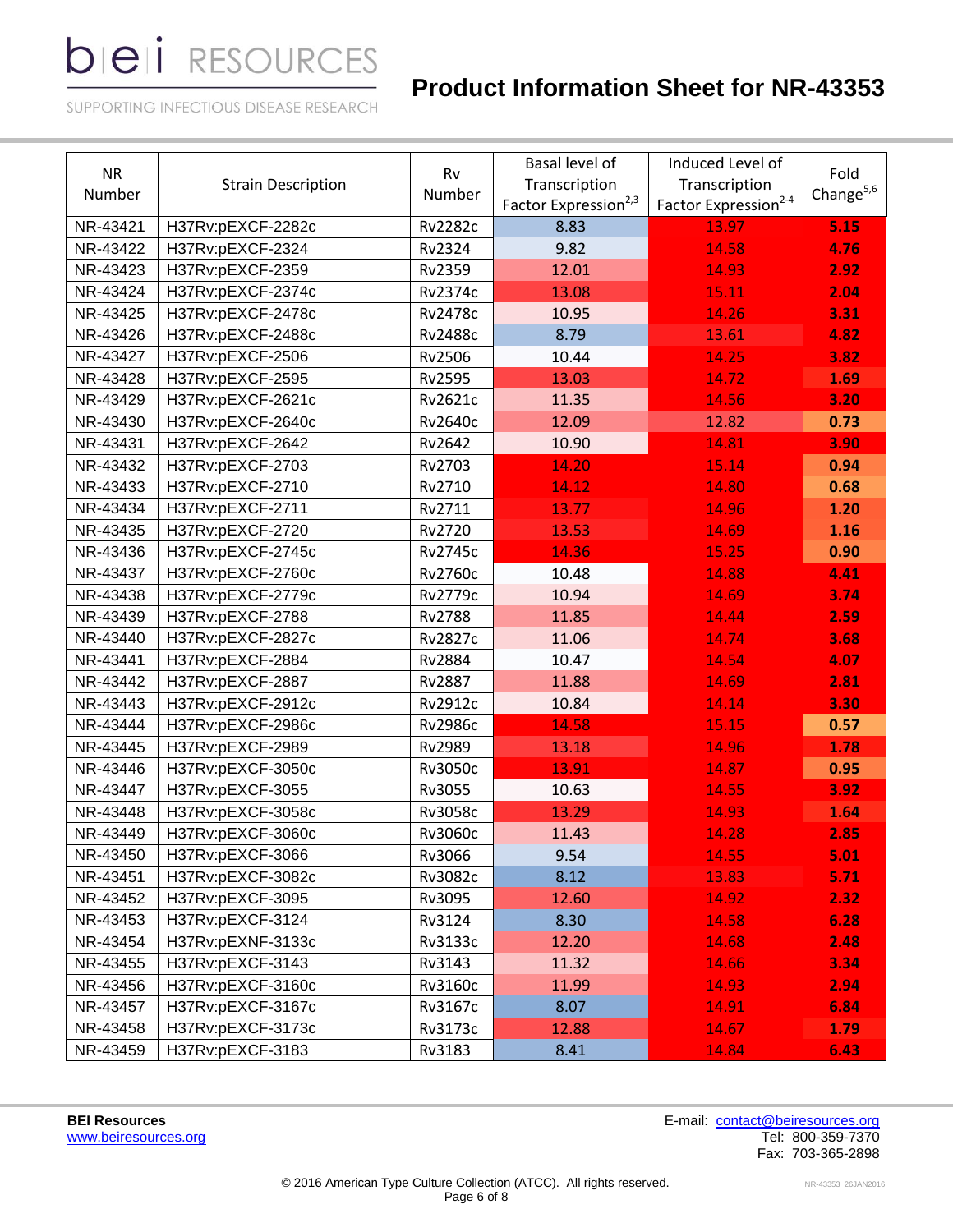| NR Number | Strain Description | Rv Number | Basal level of Transcription Factor Expression[2,3] | Induced Level of Transcription Factor Expression[2-4] | Fold Change[5,6] |
|---|---|---|---|---|---|
| NR-43421 | H37Rv:pEXCF-2282c | Rv2282c | 8.83 | 13.97 | 5.15 |
| NR-43422 | H37Rv:pEXCF-2324 | Rv2324 | 9.82 | 14.58 | 4.76 |
| NR-43423 | H37Rv:pEXCF-2359 | Rv2359 | 12.01 | 14.93 | 2.92 |
| NR-43424 | H37Rv:pEXCF-2374c | Rv2374c | 13.08 | 15.11 | 2.04 |
| NR-43425 | H37Rv:pEXCF-2478c | Rv2478c | 10.95 | 14.26 | 3.31 |
| NR-43426 | H37Rv:pEXCF-2488c | Rv2488c | 8.79 | 13.61 | 4.82 |
| NR-43427 | H37Rv:pEXCF-2506 | Rv2506 | 10.44 | 14.25 | 3.82 |
| NR-43428 | H37Rv:pEXCF-2595 | Rv2595 | 13.03 | 14.72 | 1.69 |
| NR-43429 | H37Rv:pEXCF-2621c | Rv2621c | 11.35 | 14.56 | 3.20 |
| NR-43430 | H37Rv:pEXCF-2640c | Rv2640c | 12.09 | 12.82 | 0.73 |
| NR-43431 | H37Rv:pEXCF-2642 | Rv2642 | 10.90 | 14.81 | 3.90 |
| NR-43432 | H37Rv:pEXCF-2703 | Rv2703 | 14.20 | 15.14 | 0.94 |
| NR-43433 | H37Rv:pEXCF-2710 | Rv2710 | 14.12 | 14.80 | 0.68 |
| NR-43434 | H37Rv:pEXCF-2711 | Rv2711 | 13.77 | 14.96 | 1.20 |
| NR-43435 | H37Rv:pEXCF-2720 | Rv2720 | 13.53 | 14.69 | 1.16 |
| NR-43436 | H37Rv:pEXCF-2745c | Rv2745c | 14.36 | 15.25 | 0.90 |
| NR-43437 | H37Rv:pEXCF-2760c | Rv2760c | 10.48 | 14.88 | 4.41 |
| NR-43438 | H37Rv:pEXCF-2779c | Rv2779c | 10.94 | 14.69 | 3.74 |
| NR-43439 | H37Rv:pEXCF-2788 | Rv2788 | 11.85 | 14.44 | 2.59 |
| NR-43440 | H37Rv:pEXCF-2827c | Rv2827c | 11.06 | 14.74 | 3.68 |
| NR-43441 | H37Rv:pEXCF-2884 | Rv2884 | 10.47 | 14.54 | 4.07 |
| NR-43442 | H37Rv:pEXCF-2887 | Rv2887 | 11.88 | 14.69 | 2.81 |
| NR-43443 | H37Rv:pEXCF-2912c | Rv2912c | 10.84 | 14.14 | 3.30 |
| NR-43444 | H37Rv:pEXCF-2986c | Rv2986c | 14.58 | 15.15 | 0.57 |
| NR-43445 | H37Rv:pEXCF-2989 | Rv2989 | 13.18 | 14.96 | 1.78 |
| NR-43446 | H37Rv:pEXCF-3050c | Rv3050c | 13.91 | 14.87 | 0.95 |
| NR-43447 | H37Rv:pEXCF-3055 | Rv3055 | 10.63 | 14.55 | 3.92 |
| NR-43448 | H37Rv:pEXCF-3058c | Rv3058c | 13.29 | 14.93 | 1.64 |
| NR-43449 | H37Rv:pEXCF-3060c | Rv3060c | 11.43 | 14.28 | 2.85 |
| NR-43450 | H37Rv:pEXCF-3066 | Rv3066 | 9.54 | 14.55 | 5.01 |
| NR-43451 | H37Rv:pEXCF-3082c | Rv3082c | 8.12 | 13.83 | 5.71 |
| NR-43452 | H37Rv:pEXCF-3095 | Rv3095 | 12.60 | 14.92 | 2.32 |
| NR-43453 | H37Rv:pEXCF-3124 | Rv3124 | 8.30 | 14.58 | 6.28 |
| NR-43454 | H37Rv:pEXNF-3133c | Rv3133c | 12.20 | 14.68 | 2.48 |
| NR-43455 | H37Rv:pEXCF-3143 | Rv3143 | 11.32 | 14.66 | 3.34 |
| NR-43456 | H37Rv:pEXCF-3160c | Rv3160c | 11.99 | 14.93 | 2.94 |
| NR-43457 | H37Rv:pEXCF-3167c | Rv3167c | 8.07 | 14.91 | 6.84 |
| NR-43458 | H37Rv:pEXCF-3173c | Rv3173c | 12.88 | 14.67 | 1.79 |
| NR-43459 | H37Rv:pEXCF-3183 | Rv3183 | 8.41 | 14.84 | 6.43 |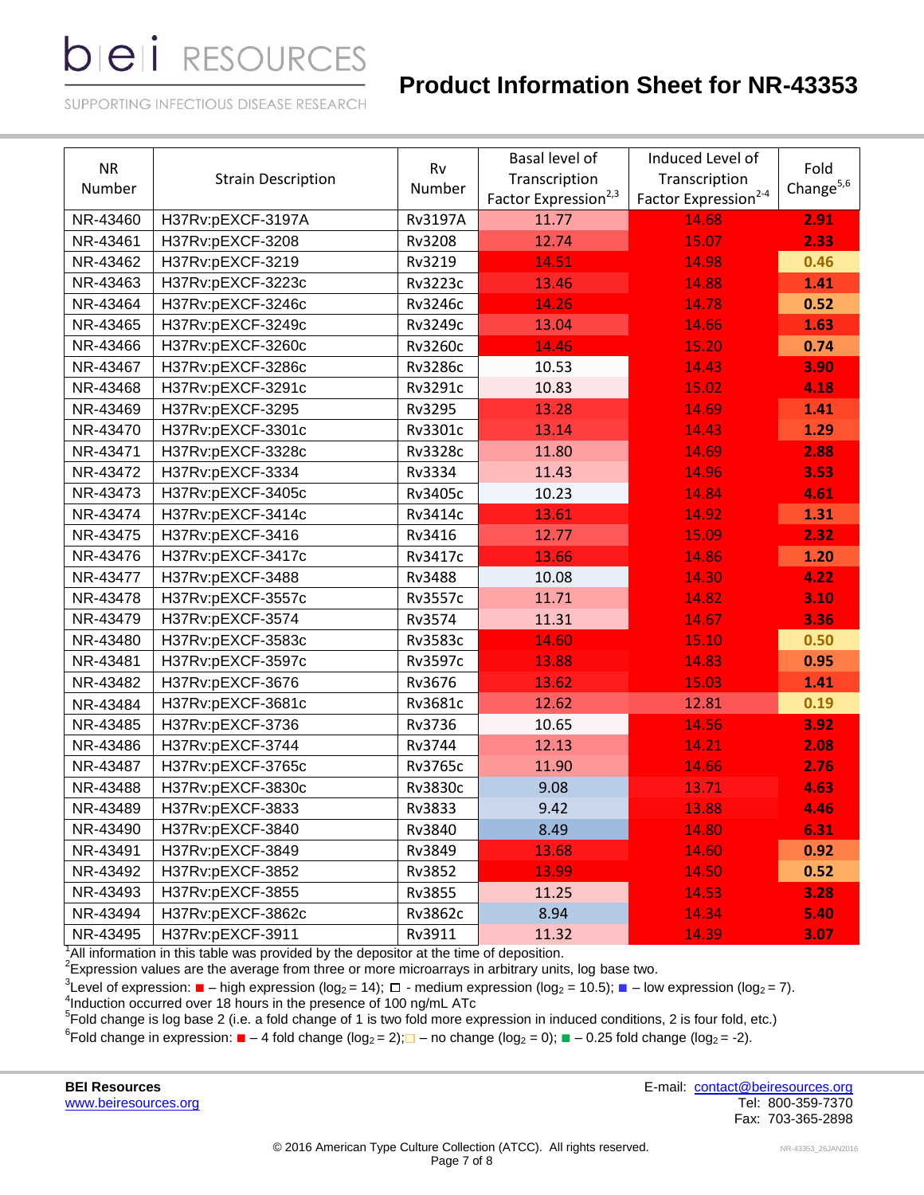| NR Number | Strain Description | Rv Number | Basal level of Transcription Factor Expression[2,3] | Induced Level of Transcription Factor Expression[2-4] | Fold Change[5,6] |
|---|---|---|---|---|---|
| NR-43460 | H37Rv:pEXCF-3197A | Rv3197A | 11.77 | 14.68 | 2.91 |
| NR-43461 | H37Rv:pEXCF-3208 | Rv3208 | 12.74 | 15.07 | 2.33 |
| NR-43462 | H37Rv:pEXCF-3219 | Rv3219 | 14.51 | 14.98 | 0.46 |
| NR-43463 | H37Rv:pEXCF-3223c | Rv3223c | 13.46 | 14.88 | 1.41 |
| NR-43464 | H37Rv:pEXCF-3246c | Rv3246c | 14.26 | 14.78 | 0.52 |
| NR-43465 | H37Rv:pEXCF-3249c | Rv3249c | 13.04 | 14.66 | 1.63 |
| NR-43466 | H37Rv:pEXCF-3260c | Rv3260c | 14.46 | 15.20 | 0.74 |
| NR-43467 | H37Rv:pEXCF-3286c | Rv3286c | 10.53 | 14.43 | 3.90 |
| NR-43468 | H37Rv:pEXCF-3291c | Rv3291c | 10.83 | 15.02 | 4.18 |
| NR-43469 | H37Rv:pEXCF-3295 | Rv3295 | 13.28 | 14.69 | 1.41 |
| NR-43470 | H37Rv:pEXCF-3301c | Rv3301c | 13.14 | 14.43 | 1.29 |
| NR-43471 | H37Rv:pEXCF-3328c | Rv3328c | 11.80 | 14.69 | 2.88 |
| NR-43472 | H37Rv:pEXCF-3334 | Rv3334 | 11.43 | 14.96 | 3.53 |
| NR-43473 | H37Rv:pEXCF-3405c | Rv3405c | 10.23 | 14.84 | 4.61 |
| NR-43474 | H37Rv:pEXCF-3414c | Rv3414c | 13.61 | 14.92 | 1.31 |
| NR-43475 | H37Rv:pEXCF-3416 | Rv3416 | 12.77 | 15.09 | 2.32 |
| NR-43476 | H37Rv:pEXCF-3417c | Rv3417c | 13.66 | 14.86 | 1.20 |
| NR-43477 | H37Rv:pEXCF-3488 | Rv3488 | 10.08 | 14.30 | 4.22 |
| NR-43478 | H37Rv:pEXCF-3557c | Rv3557c | 11.71 | 14.82 | 3.10 |
| NR-43479 | H37Rv:pEXCF-3574 | Rv3574 | 11.31 | 14.67 | 3.36 |
| NR-43480 | H37Rv:pEXCF-3583c | Rv3583c | 14.60 | 15.10 | 0.50 |
| NR-43481 | H37Rv:pEXCF-3597c | Rv3597c | 13.88 | 14.83 | 0.95 |
| NR-43482 | H37Rv:pEXCF-3676 | Rv3676 | 13.62 | 15.03 | 1.41 |
| NR-43484 | H37Rv:pEXCF-3681c | Rv3681c | 12.62 | 12.81 | 0.19 |
| NR-43485 | H37Rv:pEXCF-3736 | Rv3736 | 10.65 | 14.56 | 3.92 |
| NR-43486 | H37Rv:pEXCF-3744 | Rv3744 | 12.13 | 14.21 | 2.08 |
| NR-43487 | H37Rv:pEXCF-3765c | Rv3765c | 11.90 | 14.66 | 2.76 |
| NR-43488 | H37Rv:pEXCF-3830c | Rv3830c | 9.08 | 13.71 | 4.63 |
| NR-43489 | H37Rv:pEXCF-3833 | Rv3833 | 9.42 | 13.88 | 4.46 |
| NR-43490 | H37Rv:pEXCF-3840 | Rv3840 | 8.49 | 14.80 | 6.31 |
| NR-43491 | H37Rv:pEXCF-3849 | Rv3849 | 13.68 | 14.60 | 0.92 |
| NR-43492 | H37Rv:pEXCF-3852 | Rv3852 | 13.99 | 14.50 | 0.52 |
| NR-43493 | H37Rv:pEXCF-3855 | Rv3855 | 11.25 | 14.53 | 3.28 |
| NR-43494 | H37Rv:pEXCF-3862c | Rv3862c | 8.94 | 14.34 | 5.40 |
| NR-43495 | H37Rv:pEXCF-3911 | Rv3911 | 11.32 | 14.39 | 3.07 |

[1]All information in this table was provided by the depositor at the time of deposition.
[2]Expression values are the average from three or more microarrays in arbitrary units, log base two.
[3]Level of expression: ■ – high expression ($\log_2 = 14$); □ - medium expression ($\log_2 = 10.5$); ■ – low expression ($\log_2 = 7$).
[4]Induction occurred over 18 hours in the presence of 100 ng/mL ATc
[5]Fold change is log base 2 (i.e. a fold change of 1 is two fold more expression in induced conditions, 2 is four fold, etc.)
[6]Fold change in expression: ■ – 4 fold change ($\log_2 = 2$); □ – no change ($\log_2 = 0$); ■ – 0.25 fold change ($\log_2 = -2$).

**BEI Resources**
www.beiresources.org

E-mail: contact@beiresources.org
Tel: 800-359-7370
Fax: 703-365-2898

© 2016 American Type Culture Collection (ATCC). All rights reserved.

NR-43353_26JAN2016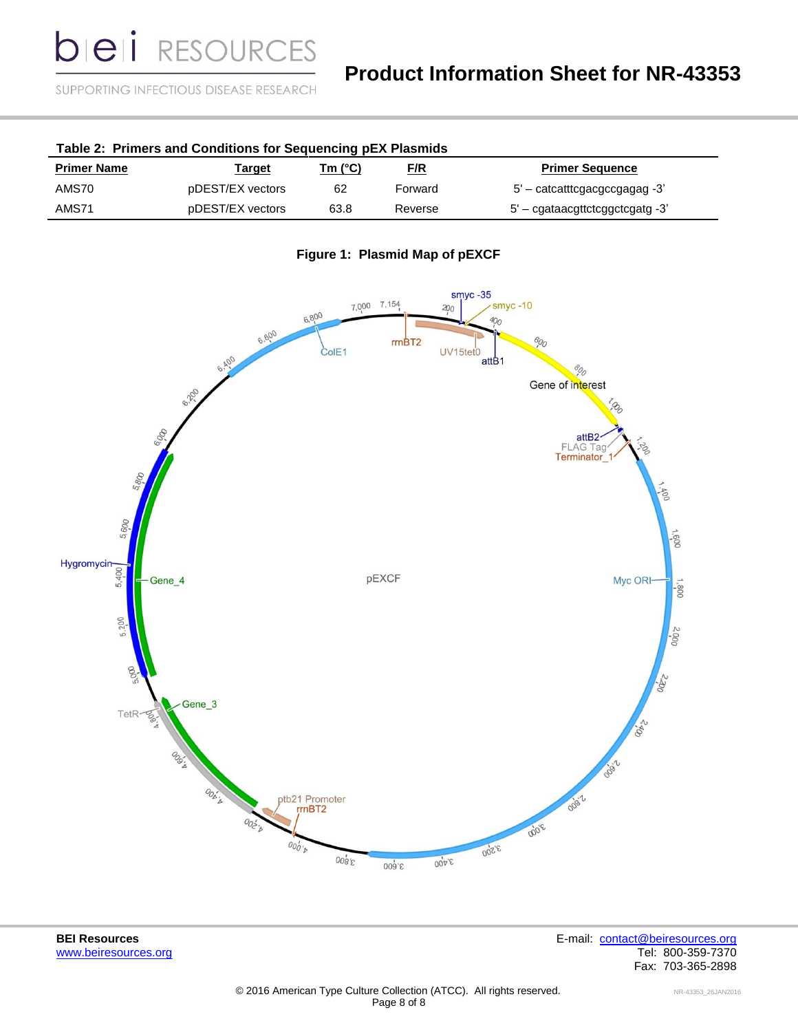**Table 2: Primers and Conditions for Sequencing pEX Plasmids**

| Primer Name | Target | Tm (°C) | F/R | Primer Sequence |
|---|---|---|---|---|
| AMS70 | pDEST/EX vectors | 62 | Forward | 5' – catcatttcgacgccgagag -3' |
| AMS71 | pDEST/EX vectors | 63.8 | Reverse | 5' – cgataacgttctcggctcgatg -3' |

**Figure 1: Plasmid Map of pEXCF**

pEXCF

smyc -35
smyc -10
rrnBT2
UV15tet0
attB1
Gene of interest
attB2
FLAG Tag
Terminator_1
Myc ORI
ptb21 Promoter
rrnBT2
TetR
Gene_3
Gene_4
Hygromycin
ColE1

7,154
200
400
600
800
1,000
1,200
1,400
1,600
1,800
2,000
2,200
2,400
2,600
2,800
3,000
3,200
3,400
3,600
3,800
4,000
4,200
4,400
4,600
4,800
5,000
5,200
5,400
5,600
5,800
6,000
6,200
6,400
6,600
6,800
7,000